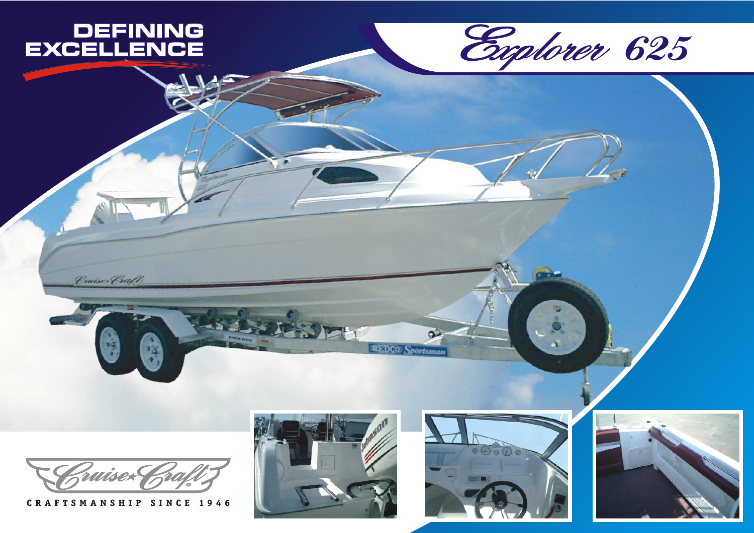# DEFINING EXCELLENCE

# Explorer 625

Cruise Craft

CRAFTSMANSHIP SINCE 1946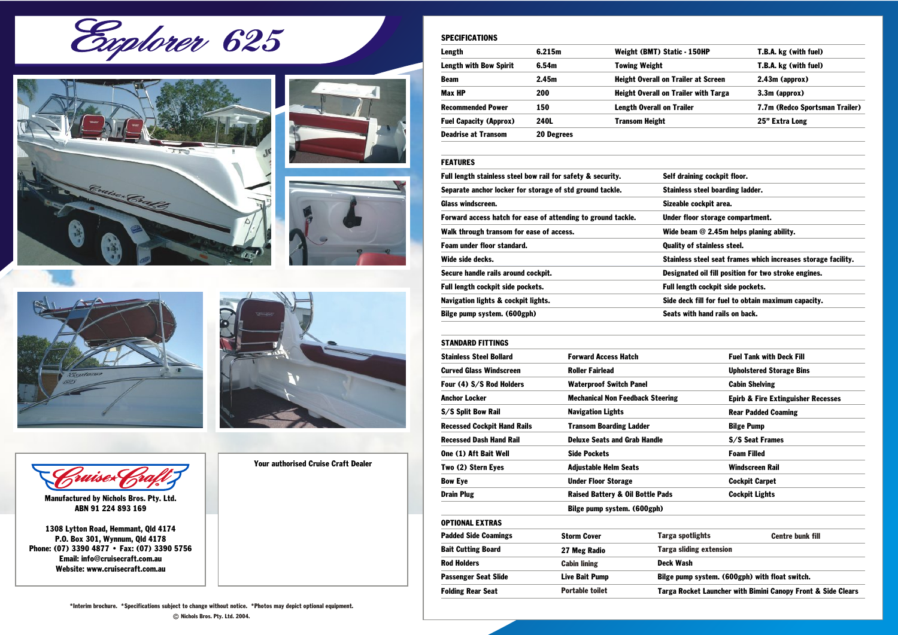# Explorer 625

Manufactured by Nichols Bros. Pty. Ltd.
ABN 91 224 893 169

1308 Lytton Road, Hemmant, Qld 4174
P.O. Box 301, Wynnum, Qld 4178
Phone: (07) 3390 4877 • Fax: (07) 3390 5756
Email: info@cruisecraft.com.au
Website: www.cruisecraft.com.au

Your authorised Cruise Craft Dealer

## SPECIFICATIONS

| | | | |
|---|---|---|---|
| Length | 6.215m | Weight (BMT) Static - 150HP | T.B.A. kg (with fuel) |
| Length with Bow Spirit | 6.54m | Towing Weight | T.B.A. kg (with fuel) |
| Beam | 2.45m | Height Overall on Trailer at Screen | 2.43m (approx) |
| Max HP | 200 | Height Overall on Trailer with Targa | 3.3m (approx) |
| Recommended Power | 150 | Length Overall on Trailer | 7.7m (Redco Sportsman Trailer) |
| Fuel Capacity (Approx) | 240L | Transom Height | 25" Extra Long |
| Deadrise at Transom | 20 Degrees | | |

## FEATURES

| | |
|---|---|
| Full length stainless steel bow rail for safety & security. | Self draining cockpit floor. |
| Separate anchor locker for storage of std ground tackle. | Stainless steel boarding ladder. |
| Glass windscreen. | Sizeable cockpit area. |
| Forward access hatch for ease of attending to ground tackle. | Under floor storage compartment. |
| Walk through transom for ease of access. | Wide beam @ 2.45m helps planing ability. |
| Foam under floor standard. | Quality of stainless steel. |
| Wide side decks. | Stainless steel seat frames which increases storage facility. |
| Secure handle rails around cockpit. | Designated oil fill position for two stroke engines. |
| Full length cockpit side pockets. | Full length cockpit side pockets. |
| Navigation lights & cockpit lights. | Side deck fill for fuel to obtain maximum capacity. |
| Bilge pump system. (600gph) | Seats with hand rails on back. |

## STANDARD FITTINGS

| | | |
|---|---|---|
| Stainless Steel Bollard | Forward Access Hatch | Fuel Tank with Deck Fill |
| Curved Glass Windscreen | Roller Fairlead | Upholstered Storage Bins |
| Four (4) S/S Rod Holders | Waterproof Switch Panel | Cabin Shelving |
| Anchor Locker | Mechanical Non Feedback Steering | Epirb & Fire Extinguisher Recesses |
| S/S Split Bow Rail | Navigation Lights | Rear Padded Coaming |
| Recessed Cockpit Hand Rails | Transom Boarding Ladder | Bilge Pump |
| Recessed Dash Hand Rail | Deluxe Seats and Grab Handle | S/S Seat Frames |
| One (1) Aft Bait Well | Side Pockets | Foam Filled |
| Two (2) Stern Eyes | Adjustable Helm Seats | Windscreen Rail |
| Bow Eye | Under Floor Storage | Cockpit Carpet |
| Drain Plug | Raised Battery & Oil Bottle Pads | Cockpit Lights |
| | Bilge pump system. (600gph) | |

## OPTIONAL EXTRAS

| | | | |
|---|---|---|---|
| Padded Side Coamings | Storm Cover | Targa spotlights | Centre bunk fill |
| Bait Cutting Board | 27 Meg Radio | Targa sliding extension | |
| Rod Holders | Cabin lining | Deck Wash | |
| Passenger Seat Slide | Live Bait Pump | Bilge pump system. (600gph) with float switch. | |
| Folding Rear Seat | Portable toilet | Targa Rocket Launcher with Bimini Canopy Front & Side Clears | |

*Interim brochure. *Specifications subject to change without notice. *Photos may depict optional equipment.
© Nichols Bros. Pty. Ltd. 2004.